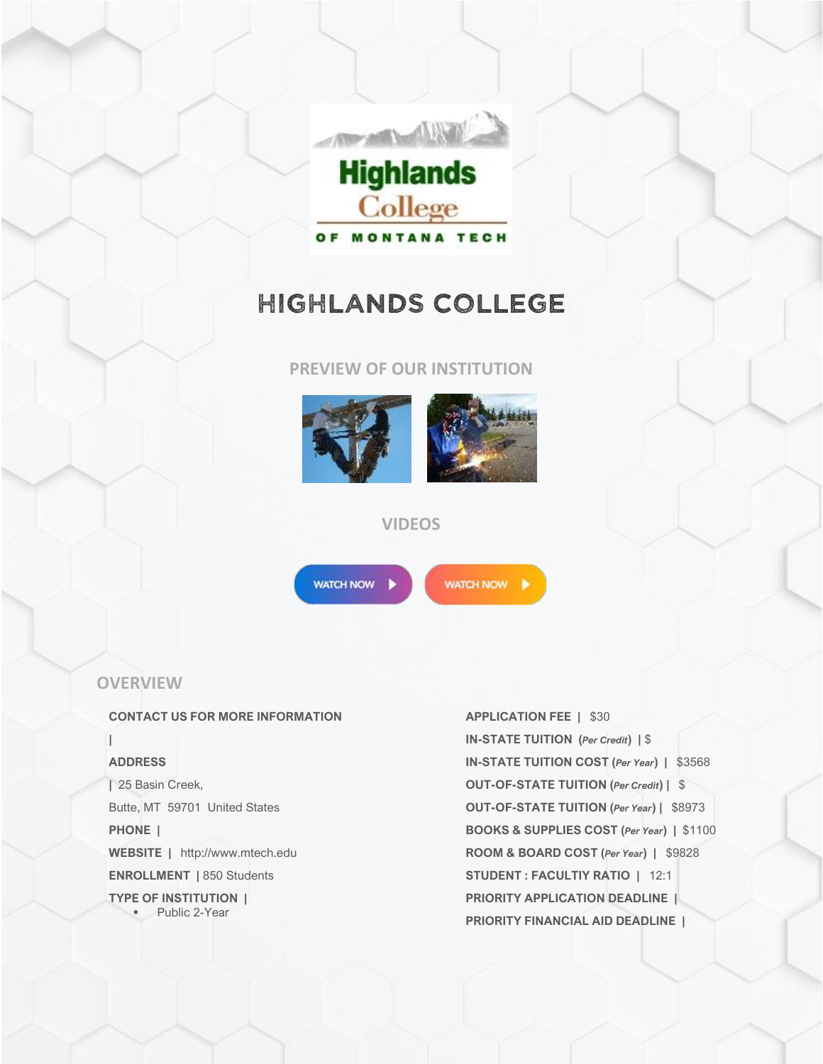# HIGHLANDS COLLEGE

## PREVIEW OF OUR INSTITUTION

## VIDEOS

WATCH NOW

WATCH NOW

## OVERVIEW

**CONTACT US FOR MORE INFORMATION**

|

**ADDRESS**

| 25 Basin Creek,

Butte, MT 59701 United States

**PHONE** |

**WEBSITE** | http://www.mtech.edu

**ENROLLMENT** | 850 Students

**TYPE OF INSTITUTION** |

- Public 2-Year

**APPLICATION FEE** | $30

**IN-STATE TUITION** (*Per Credit*) | $

**IN-STATE TUITION COST** (*Per Year*) | $3568

**OUT-OF-STATE TUITION** (*Per Credit*) | $

**OUT-OF-STATE TUITION** (*Per Year*) | $8973

**BOOKS & SUPPLIES COST** (*Per Year*) | $1100

**ROOM & BOARD COST** (*Per Year*) | $9828

**STUDENT : FACULTIY RATIO** | 12:1

**PRIORITY APPLICATION DEADLINE** |

**PRIORITY FINANCIAL AID DEADLINE** |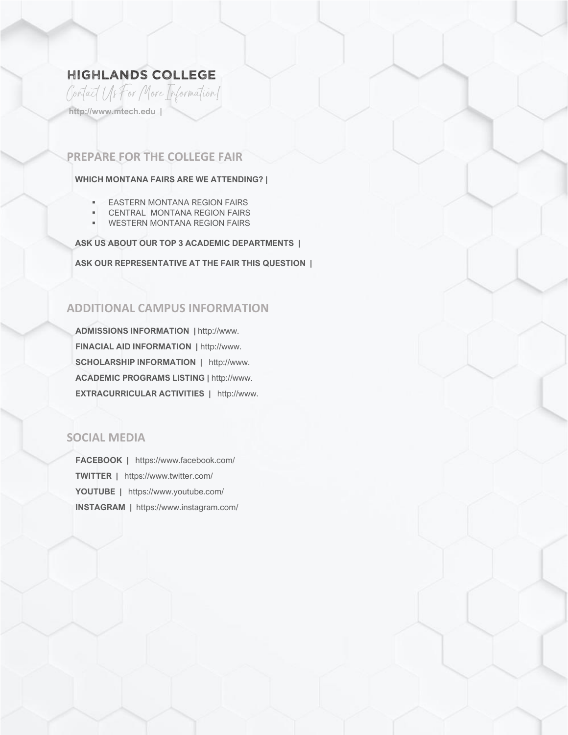# HIGHLANDS COLLEGE

*Contact Us For More Information!*

**http://www.mtech.edu |**

## PREPARE FOR THE COLLEGE FAIR

**WHICH MONTANA FAIRS ARE WE ATTENDING? |**

- EASTERN MONTANA REGION FAIRS
- CENTRAL MONTANA REGION FAIRS
- WESTERN MONTANA REGION FAIRS

**ASK US ABOUT OUR TOP 3 ACADEMIC DEPARTMENTS |**

**ASK OUR REPRESENTATIVE AT THE FAIR THIS QUESTION |**

## ADDITIONAL CAMPUS INFORMATION

**ADMISSIONS INFORMATION |** http://www.

**FINACIAL AID INFORMATION |** http://www.

**SCHOLARSHIP INFORMATION |** http://www.

**ACADEMIC PROGRAMS LISTING |** http://www.

**EXTRACURRICULAR ACTIVITIES |** http://www.

## SOCIAL MEDIA

**FACEBOOK |** https://www.facebook.com/

**TWITTER |** https://www.twitter.com/

**YOUTUBE |** https://www.youtube.com/

**INSTAGRAM |** https://www.instagram.com/